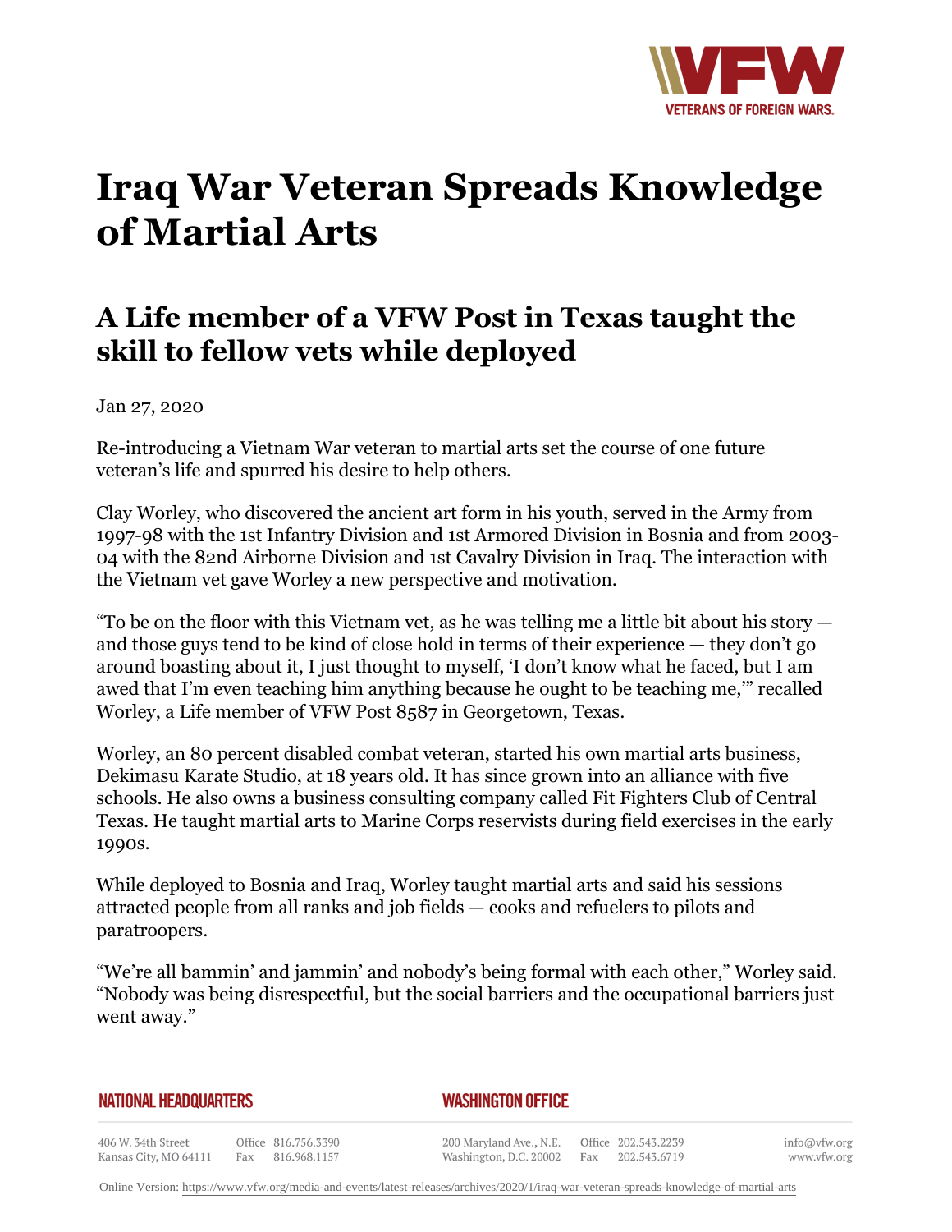# Iraq War Veteran Spreads Knowledge of Martial Arts

## A Life member of a VFW Post in Texas taught the skill to fellow vets while deployed

Jan 27, 2020

Re-introducing a Vietnam War veteran to martial arts set the course of one future veteran's life and spurred his desire to help others.

Clay Worley, who discovered the ancient art form in his youth, served in the Army from 1997-98 with the 1st Infantry Division and 1st Armored Division in Bosnia and from 2003-04 with the 82nd Airborne Division and 1st Cavalry Division in Iraq. The interaction with the Vietnam vet gave Worley a new perspective and motivation.

"To be on the floor with this Vietnam vet, as he was telling me a little bit about his story — and those guys tend to be kind of close hold in terms of their experience — they don't go around boasting about it, I just thought to myself, 'I don't know what he faced, but I am awed that I'm even teaching him anything because he ought to be teaching me,'" recalled Worley, a Life member of VFW Post 8587 in Georgetown, Texas.

Worley, an 80 percent disabled combat veteran, started his own martial arts business, Dekimasu Karate Studio, at 18 years old. It has since grown into an alliance with five schools. He also owns a business consulting company called Fit Fighters Club of Central Texas. He taught martial arts to Marine Corps reservists during field exercises in the early 1990s.

While deployed to Bosnia and Iraq, Worley taught martial arts and said his sessions attracted people from all ranks and job fields — cooks and refuelers to pilots and paratroopers.

"We're all bammin' and jammin' and nobody's being formal with each other," Worley said. "Nobody was being disrespectful, but the social barriers and the occupational barriers just went away."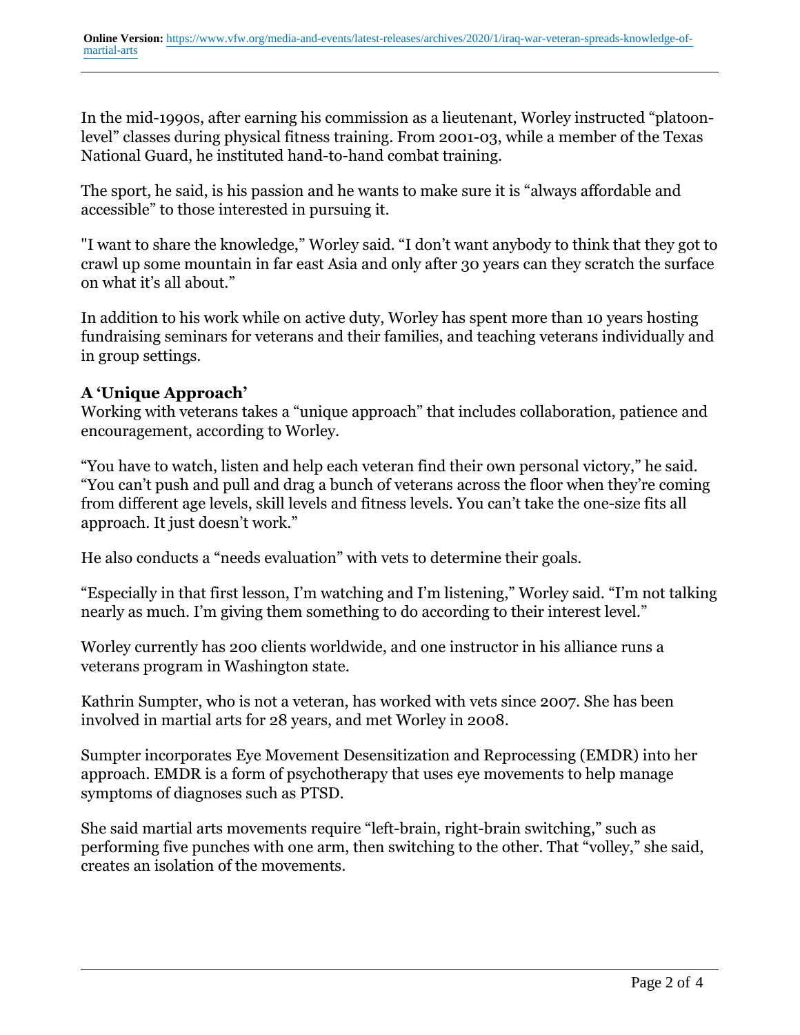In the mid-1990s, after earning his commission as a lieutenant, Worley instructed "platoon-level" classes during physical fitness training. From 2001-03, while a member of the Texas National Guard, he instituted hand-to-hand combat training.

The sport, he said, is his passion and he wants to make sure it is "always affordable and accessible" to those interested in pursuing it.

"I want to share the knowledge," Worley said. "I don't want anybody to think that they got to crawl up some mountain in far east Asia and only after 30 years can they scratch the surface on what it's all about."

In addition to his work while on active duty, Worley has spent more than 10 years hosting fundraising seminars for veterans and their families, and teaching veterans individually and in group settings.

**A 'Unique Approach'**

Working with veterans takes a "unique approach" that includes collaboration, patience and encouragement, according to Worley.

"You have to watch, listen and help each veteran find their own personal victory," he said. "You can't push and pull and drag a bunch of veterans across the floor when they're coming from different age levels, skill levels and fitness levels. You can't take the one-size fits all approach. It just doesn't work."

He also conducts a "needs evaluation" with vets to determine their goals.

"Especially in that first lesson, I'm watching and I'm listening," Worley said. "I'm not talking nearly as much. I'm giving them something to do according to their interest level."

Worley currently has 200 clients worldwide, and one instructor in his alliance runs a veterans program in Washington state.

Kathrin Sumpter, who is not a veteran, has worked with vets since 2007. She has been involved in martial arts for 28 years, and met Worley in 2008.

Sumpter incorporates Eye Movement Desensitization and Reprocessing (EMDR) into her approach. EMDR is a form of psychotherapy that uses eye movements to help manage symptoms of diagnoses such as PTSD.

She said martial arts movements require "left-brain, right-brain switching," such as performing five punches with one arm, then switching to the other. That "volley," she said, creates an isolation of the movements.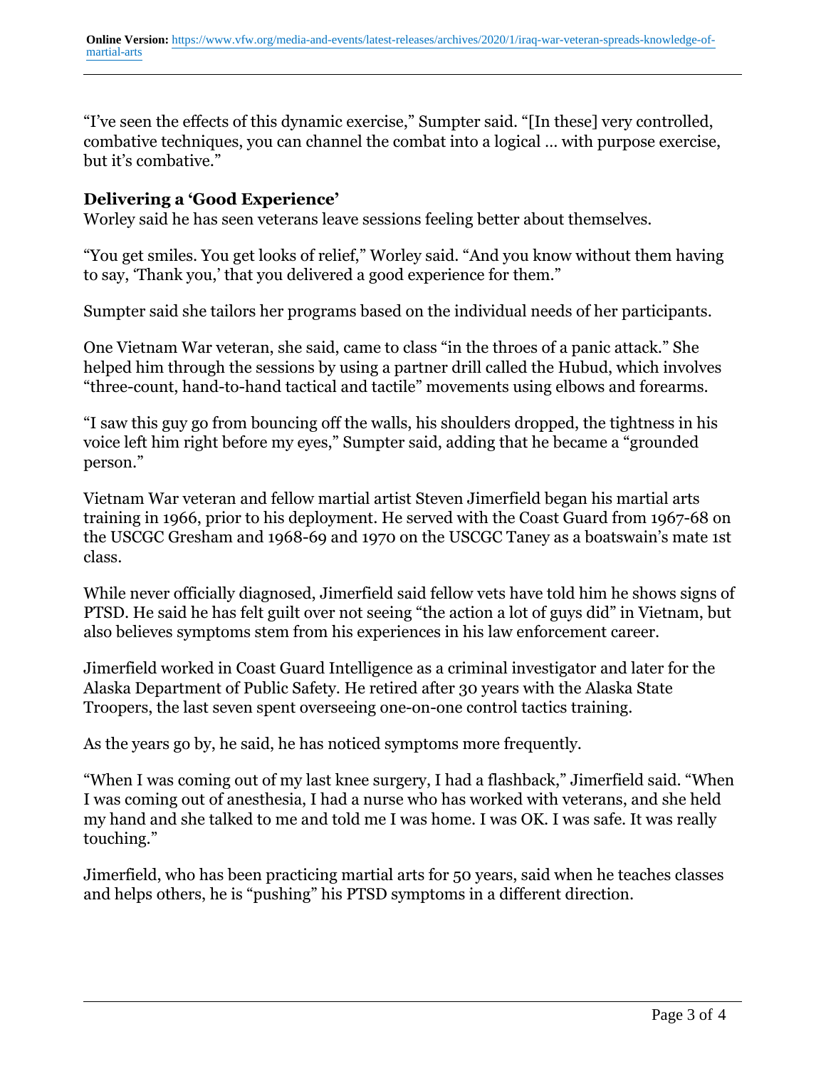"I've seen the effects of this dynamic exercise," Sumpter said. "[In these] very controlled, combative techniques, you can channel the combat into a logical … with purpose exercise, but it's combative."

## Delivering a 'Good Experience'

Worley said he has seen veterans leave sessions feeling better about themselves.

"You get smiles. You get looks of relief," Worley said. "And you know without them having to say, 'Thank you,' that you delivered a good experience for them."

Sumpter said she tailors her programs based on the individual needs of her participants.

One Vietnam War veteran, she said, came to class "in the throes of a panic attack." She helped him through the sessions by using a partner drill called the Hubud, which involves "three-count, hand-to-hand tactical and tactile" movements using elbows and forearms.

"I saw this guy go from bouncing off the walls, his shoulders dropped, the tightness in his voice left him right before my eyes," Sumpter said, adding that he became a "grounded person."

Vietnam War veteran and fellow martial artist Steven Jimerfield began his martial arts training in 1966, prior to his deployment. He served with the Coast Guard from 1967-68 on the USCGC Gresham and 1968-69 and 1970 on the USCGC Taney as a boatswain's mate 1st class.

While never officially diagnosed, Jimerfield said fellow vets have told him he shows signs of PTSD. He said he has felt guilt over not seeing "the action a lot of guys did" in Vietnam, but also believes symptoms stem from his experiences in his law enforcement career.

Jimerfield worked in Coast Guard Intelligence as a criminal investigator and later for the Alaska Department of Public Safety. He retired after 30 years with the Alaska State Troopers, the last seven spent overseeing one-on-one control tactics training.

As the years go by, he said, he has noticed symptoms more frequently.

"When I was coming out of my last knee surgery, I had a flashback," Jimerfield said. "When I was coming out of anesthesia, I had a nurse who has worked with veterans, and she held my hand and she talked to me and told me I was home. I was OK. I was safe. It was really touching."

Jimerfield, who has been practicing martial arts for 50 years, said when he teaches classes and helps others, he is "pushing" his PTSD symptoms in a different direction.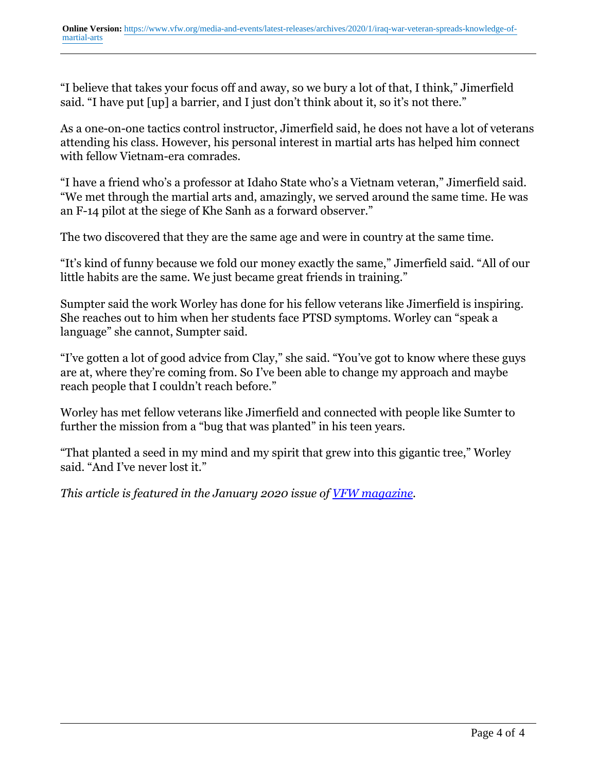"I believe that takes your focus off and away, so we bury a lot of that, I think," Jimerfield said. "I have put [up] a barrier, and I just don't think about it, so it's not there."

As a one-on-one tactics control instructor, Jimerfield said, he does not have a lot of veterans attending his class. However, his personal interest in martial arts has helped him connect with fellow Vietnam-era comrades.

"I have a friend who's a professor at Idaho State who's a Vietnam veteran," Jimerfield said. "We met through the martial arts and, amazingly, we served around the same time. He was an F-14 pilot at the siege of Khe Sanh as a forward observer."

The two discovered that they are the same age and were in country at the same time.

"It's kind of funny because we fold our money exactly the same," Jimerfield said. "All of our little habits are the same. We just became great friends in training."

Sumpter said the work Worley has done for his fellow veterans like Jimerfield is inspiring. She reaches out to him when her students face PTSD symptoms. Worley can "speak a language" she cannot, Sumpter said.

"I've gotten a lot of good advice from Clay," she said. "You've got to know where these guys are at, where they're coming from. So I've been able to change my approach and maybe reach people that I couldn't reach before."

Worley has met fellow veterans like Jimerfield and connected with people like Sumter to further the mission from a "bug that was planted" in his teen years.

"That planted a seed in my mind and my spirit that grew into this gigantic tree," Worley said. "And I've never lost it."

*This article is featured in the January 2020 issue of [VFW magazine](https://www.vfw.org).*